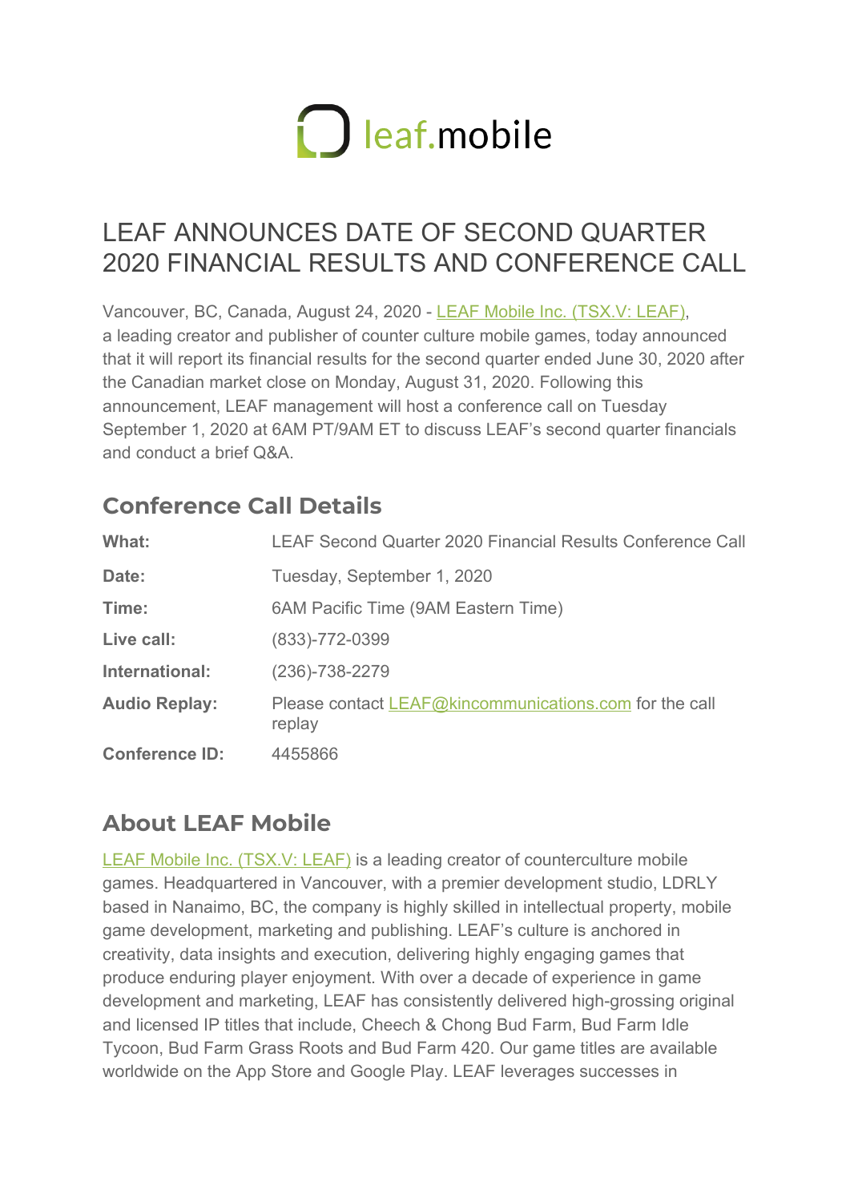leaf.mobile

# LEAF ANNOUNCES DATE OF SECOND QUARTER 2020 FINANCIAL RESULTS AND CONFERENCE CALL

Vancouver, BC, Canada, August 24, 2020 - [LEAF Mobile Inc. (TSX.V: LEAF)](), a leading creator and publisher of counter culture mobile games, today announced that it will report its financial results for the second quarter ended June 30, 2020 after the Canadian market close on Monday, August 31, 2020. Following this announcement, LEAF management will host a conference call on Tuesday September 1, 2020 at 6AM PT/9AM ET to discuss LEAF's second quarter financials and conduct a brief Q&A.

## Conference Call Details

| | |
|---|---|
| **What:** | LEAF Second Quarter 2020 Financial Results Conference Call |
| **Date:** | Tuesday, September 1, 2020 |
| **Time:** | 6AM Pacific Time (9AM Eastern Time) |
| **Live call:** | (833)-772-0399 |
| **International:** | (236)-738-2279 |
| **Audio Replay:** | Please contact LEAF@kincommunications.com for the call replay |
| **Conference ID:** | 4455866 |

## About LEAF Mobile

[LEAF Mobile Inc. (TSX.V: LEAF)]() is a leading creator of counterculture mobile games. Headquartered in Vancouver, with a premier development studio, LDRLY based in Nanaimo, BC, the company is highly skilled in intellectual property, mobile game development, marketing and publishing. LEAF's culture is anchored in creativity, data insights and execution, delivering highly engaging games that produce enduring player enjoyment. With over a decade of experience in game development and marketing, LEAF has consistently delivered high-grossing original and licensed IP titles that include, Cheech & Chong Bud Farm, Bud Farm Idle Tycoon, Bud Farm Grass Roots and Bud Farm 420. Our game titles are available worldwide on the App Store and Google Play. LEAF leverages successes in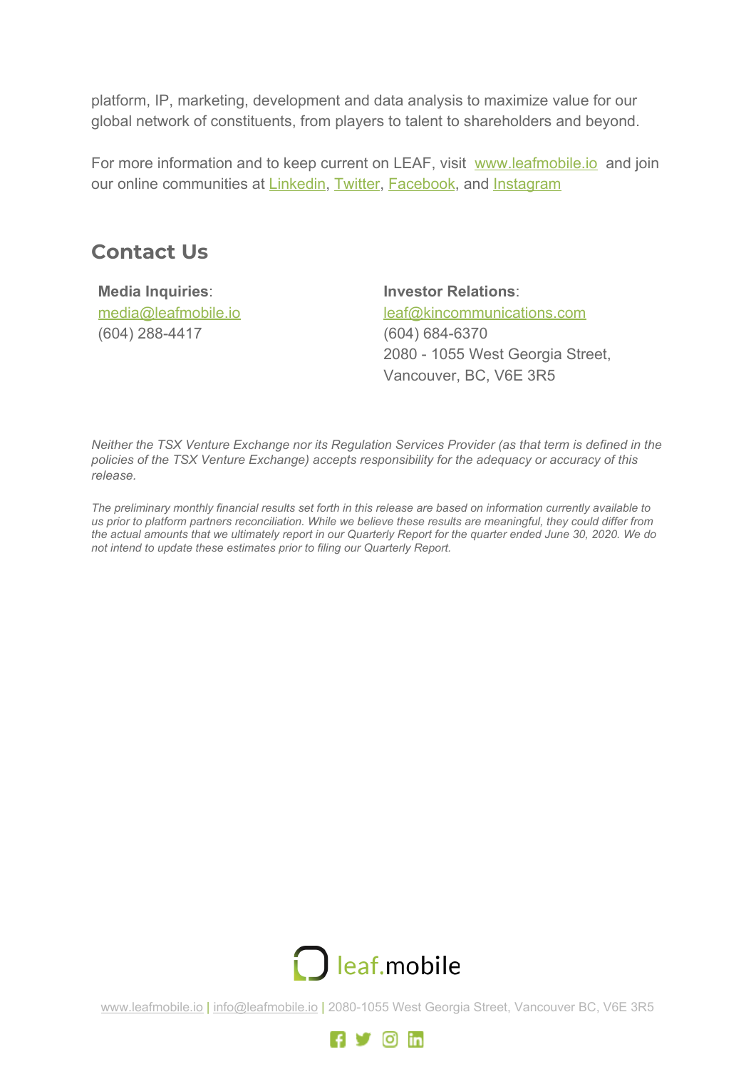platform, IP, marketing, development and data analysis to maximize value for our global network of constituents, from players to talent to shareholders and beyond.

For more information and to keep current on LEAF, visit www.leafmobile.io and join our online communities at Linkedin, Twitter, Facebook, and Instagram

## Contact Us

**Media Inquiries**:
media@leafmobile.io
(604) 288-4417

**Investor Relations**:
leaf@kincommunications.com
(604) 684-6370
2080 - 1055 West Georgia Street,
Vancouver, BC, V6E 3R5

*Neither the TSX Venture Exchange nor its Regulation Services Provider (as that term is defined in the policies of the TSX Venture Exchange) accepts responsibility for the adequacy or accuracy of this release.*

*The preliminary monthly financial results set forth in this release are based on information currently available to us prior to platform partners reconciliation. While we believe these results are meaningful, they could differ from the actual amounts that we ultimately report in our Quarterly Report for the quarter ended June 30, 2020. We do not intend to update these estimates prior to filing our Quarterly Report.*

leaf.mobile

www.leafmobile.io | info@leafmobile.io | 2080-1055 West Georgia Street, Vancouver BC, V6E 3R5